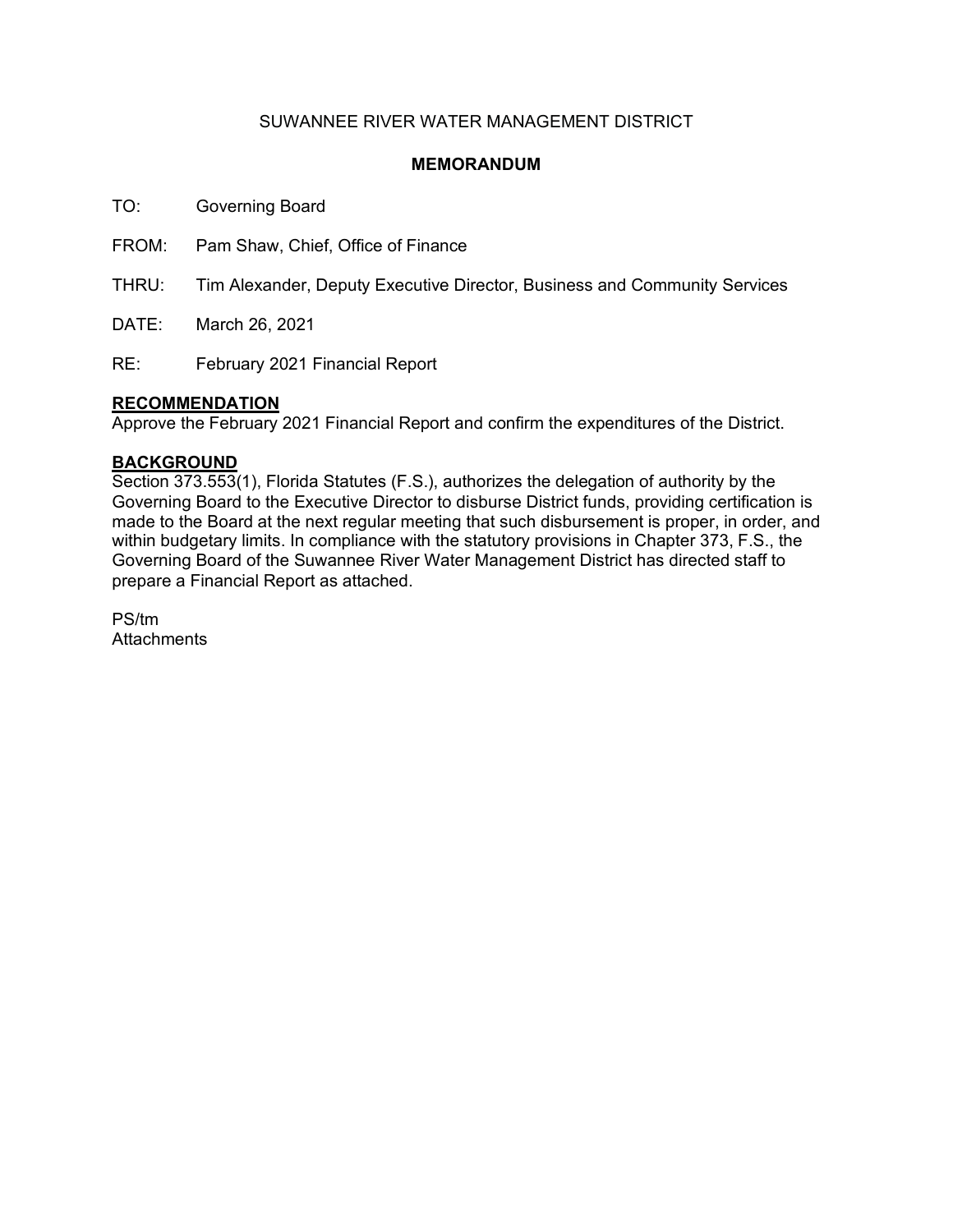SUWANNEE RIVER WATER MANAGEMENT DISTRICT

**MEMORANDUM**

TO: Governing Board

FROM: Pam Shaw, Chief, Office of Finance

THRU: Tim Alexander, Deputy Executive Director, Business and Community Services

DATE: March 26, 2021

RE: February 2021 Financial Report

**RECOMMENDATION**

Approve the February 2021 Financial Report and confirm the expenditures of the District.

**BACKGROUND**

Section 373.553(1), Florida Statutes (F.S.), authorizes the delegation of authority by the Governing Board to the Executive Director to disburse District funds, providing certification is made to the Board at the next regular meeting that such disbursement is proper, in order, and within budgetary limits. In compliance with the statutory provisions in Chapter 373, F.S., the Governing Board of the Suwannee River Water Management District has directed staff to prepare a Financial Report as attached.

PS/tm
Attachments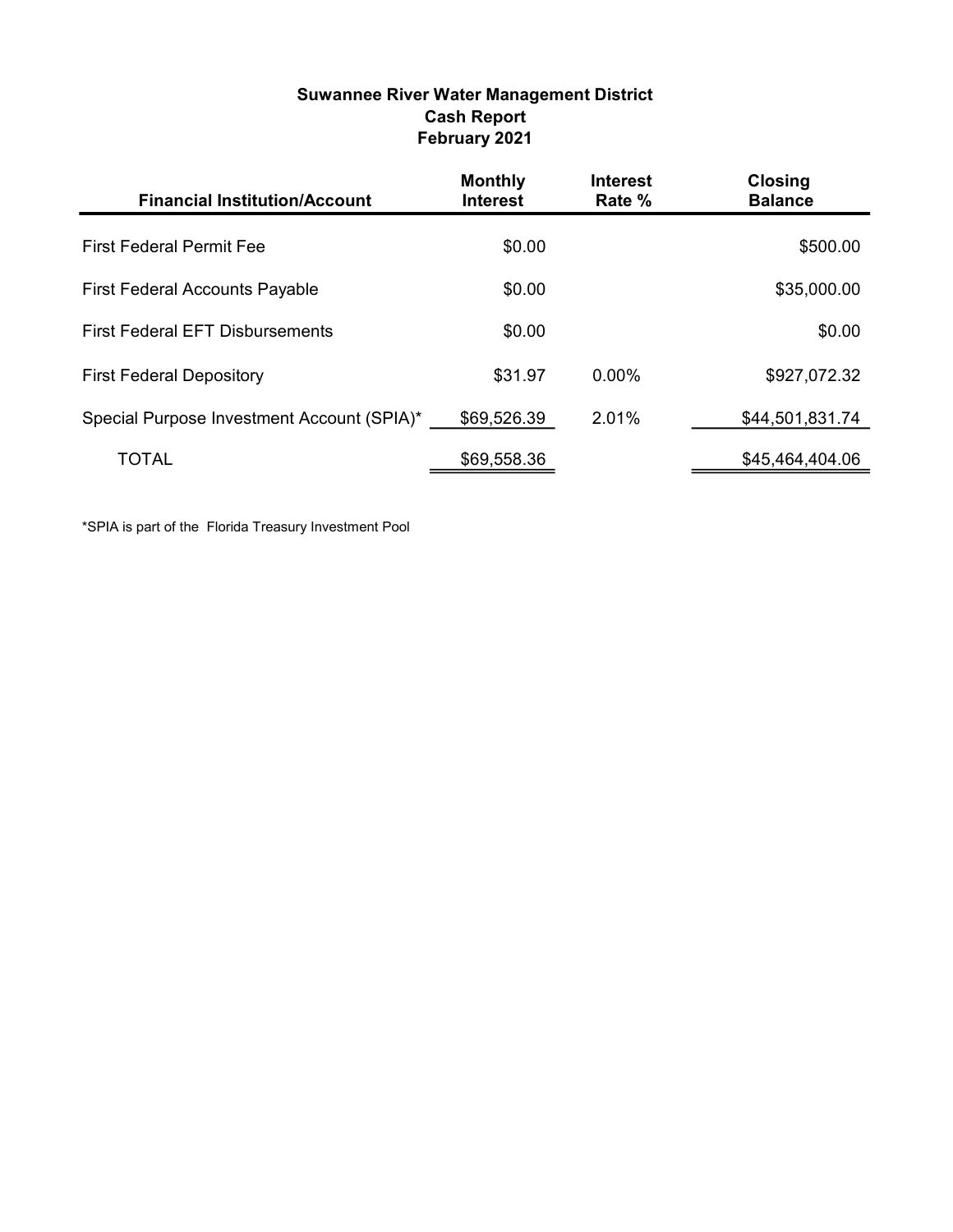# Suwannee River Water Management District
## Cash Report
## February 2021

| Financial Institution/Account | Monthly Interest | Interest Rate % | Closing Balance |
|---|---|---|---|
| First Federal Permit Fee | $0.00 | | $500.00 |
| First Federal Accounts Payable | $0.00 | | $35,000.00 |
| First Federal EFT Disbursements | $0.00 | | $0.00 |
| First Federal Depository | $31.97 | 0.00% | $927,072.32 |
| Special Purpose Investment Account (SPIA)* | $69,526.39 | 2.01% | $44,501,831.74 |
| TOTAL | $69,558.36 | | $45,464,404.06 |

*SPIA is part of the Florida Treasury Investment Pool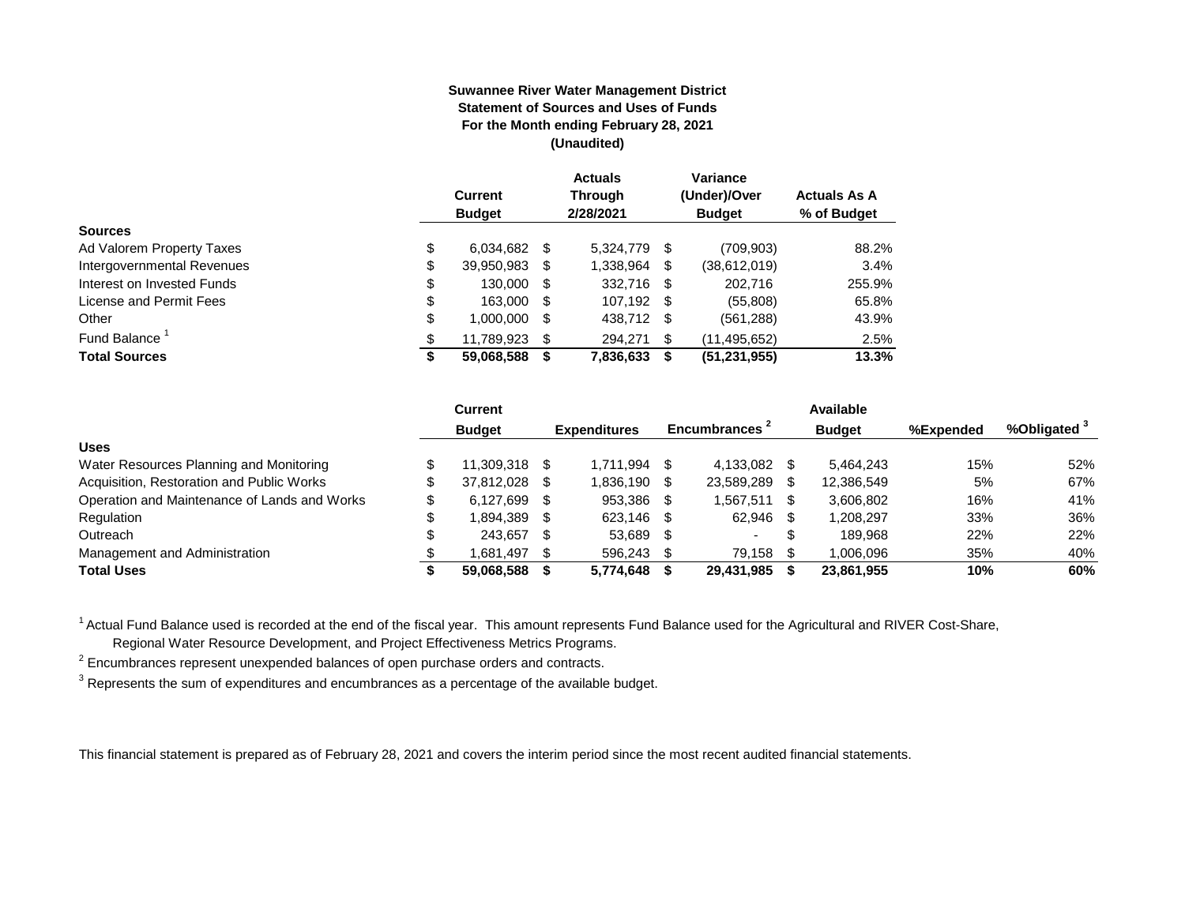**Suwannee River Water Management District**
**Statement of Sources and Uses of Funds**
**For the Month ending February 28, 2021**
**(Unaudited)**

| | Current Budget | Actuals Through 2/28/2021 | Variance (Under)/Over Budget | Actuals As A % of Budget |
|---|---|---|---|---|
| **Sources** | | | | |
| Ad Valorem Property Taxes | $ 6,034,682 | $ 5,324,779 | $ (709,903) | 88.2% |
| Intergovernmental Revenues | $ 39,950,983 | $ 1,338,964 | $ (38,612,019) | 3.4% |
| Interest on Invested Funds | $ 130,000 | $ 332,716 | $ 202,716 | 255.9% |
| License and Permit Fees | $ 163,000 | $ 107,192 | $ (55,808) | 65.8% |
| Other | $ 1,000,000 | $ 438,712 | $ (561,288) | 43.9% |
| Fund Balance [1] | $ 11,789,923 | $ 294,271 | $ (11,495,652) | 2.5% |
| **Total Sources** | **$ 59,068,588** | **$ 7,836,633** | **$ (51,231,955)** | **13.3%** |

| | Current Budget | Expenditures | Encumbrances [2] | Available Budget | %Expended | %Obligated [3] |
|---|---|---|---|---|---|---|
| **Uses** | | | | | | |
| Water Resources Planning and Monitoring | $ 11,309,318 | $ 1,711,994 | $ 4,133,082 | $ 5,464,243 | 15% | 52% |
| Acquisition, Restoration and Public Works | $ 37,812,028 | $ 1,836,190 | $ 23,589,289 | $ 12,386,549 | 5% | 67% |
| Operation and Maintenance of Lands and Works | $ 6,127,699 | $ 953,386 | $ 1,567,511 | $ 3,606,802 | 16% | 41% |
| Regulation | $ 1,894,389 | $ 623,146 | $ 62,946 | $ 1,208,297 | 33% | 36% |
| Outreach | $ 243,657 | $ 53,689 | $ - | $ 189,968 | 22% | 22% |
| Management and Administration | $ 1,681,497 | $ 596,243 | $ 79,158 | $ 1,006,096 | 35% | 40% |
| **Total Uses** | **$ 59,068,588** | **$ 5,774,648** | **$ 29,431,985** | **$ 23,861,955** | **10%** | **60%** |

[1] Actual Fund Balance used is recorded at the end of the fiscal year. This amount represents Fund Balance used for the Agricultural and RIVER Cost-Share, Regional Water Resource Development, and Project Effectiveness Metrics Programs.

[2] Encumbrances represent unexpended balances of open purchase orders and contracts.

[3] Represents the sum of expenditures and encumbrances as a percentage of the available budget.

This financial statement is prepared as of February 28, 2021 and covers the interim period since the most recent audited financial statements.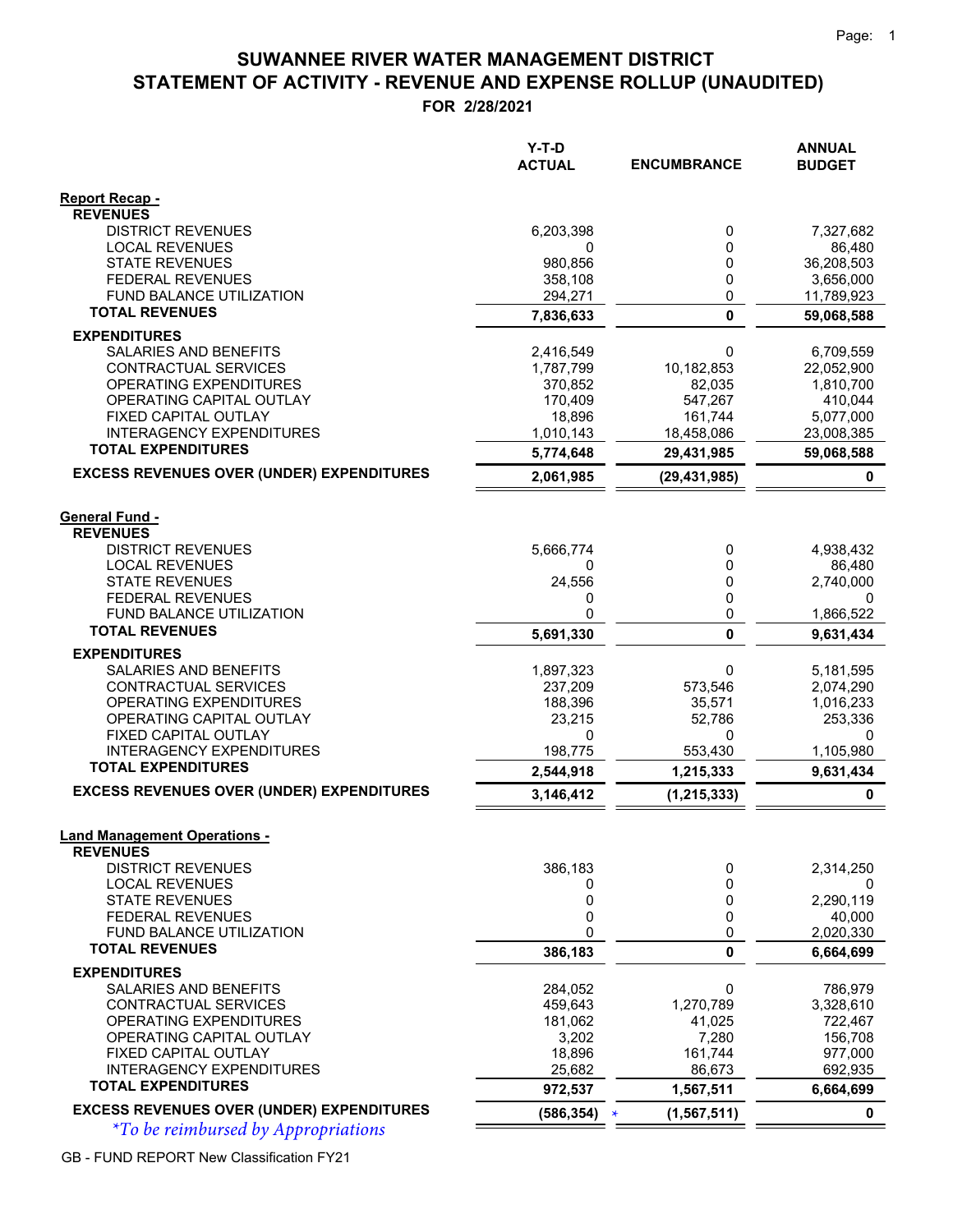# SUWANNEE RIVER WATER MANAGEMENT DISTRICT
# STATEMENT OF ACTIVITY - REVENUE AND EXPENSE ROLLUP (UNAUDITED)
## FOR 2/28/2021

| | Y-T-D ACTUAL | ENCUMBRANCE | ANNUAL BUDGET |
|---|---|---|---|
| **Report Recap -** | | | |
| **REVENUES** | | | |
| DISTRICT REVENUES | 6,203,398 | 0 | 7,327,682 |
| LOCAL REVENUES | 0 | 0 | 86,480 |
| STATE REVENUES | 980,856 | 0 | 36,208,503 |
| FEDERAL REVENUES | 358,108 | 0 | 3,656,000 |
| FUND BALANCE UTILIZATION | 294,271 | 0 | 11,789,923 |
| **TOTAL REVENUES** | **7,836,633** | **0** | **59,068,588** |
| **EXPENDITURES** | | | |
| SALARIES AND BENEFITS | 2,416,549 | 0 | 6,709,559 |
| CONTRACTUAL SERVICES | 1,787,799 | 10,182,853 | 22,052,900 |
| OPERATING EXPENDITURES | 370,852 | 82,035 | 1,810,700 |
| OPERATING CAPITAL OUTLAY | 170,409 | 547,267 | 410,044 |
| FIXED CAPITAL OUTLAY | 18,896 | 161,744 | 5,077,000 |
| INTERAGENCY EXPENDITURES | 1,010,143 | 18,458,086 | 23,008,385 |
| **TOTAL EXPENDITURES** | **5,774,648** | **29,431,985** | **59,068,588** |
| **EXCESS REVENUES OVER (UNDER) EXPENDITURES** | **2,061,985** | **(29,431,985)** | **0** |
| **General Fund -** | | | |
| **REVENUES** | | | |
| DISTRICT REVENUES | 5,666,774 | 0 | 4,938,432 |
| LOCAL REVENUES | 0 | 0 | 86,480 |
| STATE REVENUES | 24,556 | 0 | 2,740,000 |
| FEDERAL REVENUES | 0 | 0 | 0 |
| FUND BALANCE UTILIZATION | 0 | 0 | 1,866,522 |
| **TOTAL REVENUES** | **5,691,330** | **0** | **9,631,434** |
| **EXPENDITURES** | | | |
| SALARIES AND BENEFITS | 1,897,323 | 0 | 5,181,595 |
| CONTRACTUAL SERVICES | 237,209 | 573,546 | 2,074,290 |
| OPERATING EXPENDITURES | 188,396 | 35,571 | 1,016,233 |
| OPERATING CAPITAL OUTLAY | 23,215 | 52,786 | 253,336 |
| FIXED CAPITAL OUTLAY | 0 | 0 | 0 |
| INTERAGENCY EXPENDITURES | 198,775 | 553,430 | 1,105,980 |
| **TOTAL EXPENDITURES** | **2,544,918** | **1,215,333** | **9,631,434** |
| **EXCESS REVENUES OVER (UNDER) EXPENDITURES** | **3,146,412** | **(1,215,333)** | **0** |
| **Land Management Operations -** | | | |
| **REVENUES** | | | |
| DISTRICT REVENUES | 386,183 | 0 | 2,314,250 |
| LOCAL REVENUES | 0 | 0 | 0 |
| STATE REVENUES | 0 | 0 | 2,290,119 |
| FEDERAL REVENUES | 0 | 0 | 40,000 |
| FUND BALANCE UTILIZATION | 0 | 0 | 2,020,330 |
| **TOTAL REVENUES** | **386,183** | **0** | **6,664,699** |
| **EXPENDITURES** | | | |
| SALARIES AND BENEFITS | 284,052 | 0 | 786,979 |
| CONTRACTUAL SERVICES | 459,643 | 1,270,789 | 3,328,610 |
| OPERATING EXPENDITURES | 181,062 | 41,025 | 722,467 |
| OPERATING CAPITAL OUTLAY | 3,202 | 7,280 | 156,708 |
| FIXED CAPITAL OUTLAY | 18,896 | 161,744 | 977,000 |
| INTERAGENCY EXPENDITURES | 25,682 | 86,673 | 692,935 |
| **TOTAL EXPENDITURES** | **972,537** | **1,567,511** | **6,664,699** |
| **EXCESS REVENUES OVER (UNDER) EXPENDITURES** | **(586,354)** * | **(1,567,511)** | **0** |

*\*To be reimbursed by Appropriations*

GB - FUND REPORT New Classification FY21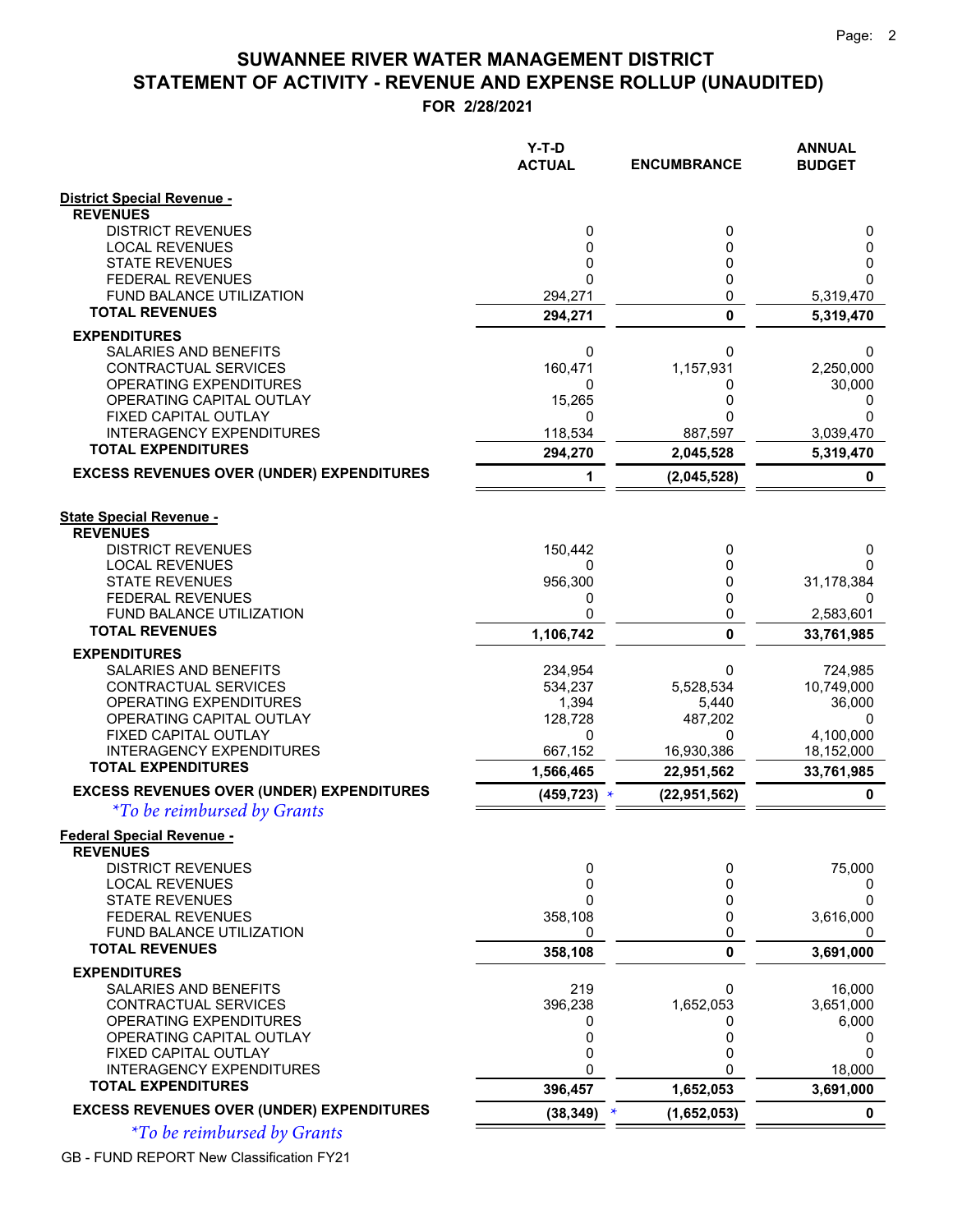# SUWANNEE RIVER WATER MANAGEMENT DISTRICT
## STATEMENT OF ACTIVITY - REVENUE AND EXPENSE ROLLUP (UNAUDITED)
### FOR 2/28/2021

| | Y-T-D ACTUAL | ENCUMBRANCE | ANNUAL BUDGET |
|---|---|---|---|
| **District Special Revenue -** | | | |
| **REVENUES** | | | |
| DISTRICT REVENUES | 0 | 0 | 0 |
| LOCAL REVENUES | 0 | 0 | 0 |
| STATE REVENUES | 0 | 0 | 0 |
| FEDERAL REVENUES | 0 | 0 | 0 |
| FUND BALANCE UTILIZATION | 294,271 | 0 | 5,319,470 |
| **TOTAL REVENUES** | **294,271** | **0** | **5,319,470** |
| **EXPENDITURES** | | | |
| SALARIES AND BENEFITS | 0 | 0 | 0 |
| CONTRACTUAL SERVICES | 160,471 | 1,157,931 | 2,250,000 |
| OPERATING EXPENDITURES | 0 | 0 | 30,000 |
| OPERATING CAPITAL OUTLAY | 15,265 | 0 | 0 |
| FIXED CAPITAL OUTLAY | 0 | 0 | 0 |
| INTERAGENCY EXPENDITURES | 118,534 | 887,597 | 3,039,470 |
| **TOTAL EXPENDITURES** | **294,270** | **2,045,528** | **5,319,470** |
| **EXCESS REVENUES OVER (UNDER) EXPENDITURES** | **1** | **(2,045,528)** | **0** |
| **State Special Revenue -** | | | |
| **REVENUES** | | | |
| DISTRICT REVENUES | 150,442 | 0 | 0 |
| LOCAL REVENUES | 0 | 0 | 0 |
| STATE REVENUES | 956,300 | 0 | 31,178,384 |
| FEDERAL REVENUES | 0 | 0 | 0 |
| FUND BALANCE UTILIZATION | 0 | 0 | 2,583,601 |
| **TOTAL REVENUES** | **1,106,742** | **0** | **33,761,985** |
| **EXPENDITURES** | | | |
| SALARIES AND BENEFITS | 234,954 | 0 | 724,985 |
| CONTRACTUAL SERVICES | 534,237 | 5,528,534 | 10,749,000 |
| OPERATING EXPENDITURES | 1,394 | 5,440 | 36,000 |
| OPERATING CAPITAL OUTLAY | 128,728 | 487,202 | 0 |
| FIXED CAPITAL OUTLAY | 0 | 0 | 4,100,000 |
| INTERAGENCY EXPENDITURES | 667,152 | 16,930,386 | 18,152,000 |
| **TOTAL EXPENDITURES** | **1,566,465** | **22,951,562** | **33,761,985** |
| **EXCESS REVENUES OVER (UNDER) EXPENDITURES** | **(459,723)** * | **(22,951,562)** | **0** |
| *\*To be reimbursed by Grants* | | | |
| **Federal Special Revenue -** | | | |
| **REVENUES** | | | |
| DISTRICT REVENUES | 0 | 0 | 75,000 |
| LOCAL REVENUES | 0 | 0 | 0 |
| STATE REVENUES | 0 | 0 | 0 |
| FEDERAL REVENUES | 358,108 | 0 | 3,616,000 |
| FUND BALANCE UTILIZATION | 0 | 0 | 0 |
| **TOTAL REVENUES** | **358,108** | **0** | **3,691,000** |
| **EXPENDITURES** | | | |
| SALARIES AND BENEFITS | 219 | 0 | 16,000 |
| CONTRACTUAL SERVICES | 396,238 | 1,652,053 | 3,651,000 |
| OPERATING EXPENDITURES | 0 | 0 | 6,000 |
| OPERATING CAPITAL OUTLAY | 0 | 0 | 0 |
| FIXED CAPITAL OUTLAY | 0 | 0 | 0 |
| INTERAGENCY EXPENDITURES | 0 | 0 | 18,000 |
| **TOTAL EXPENDITURES** | **396,457** | **1,652,053** | **3,691,000** |
| **EXCESS REVENUES OVER (UNDER) EXPENDITURES** | **(38,349)** * | **(1,652,053)** | **0** |
| *\*To be reimbursed by Grants* | | | |

GB - FUND REPORT New Classification FY21